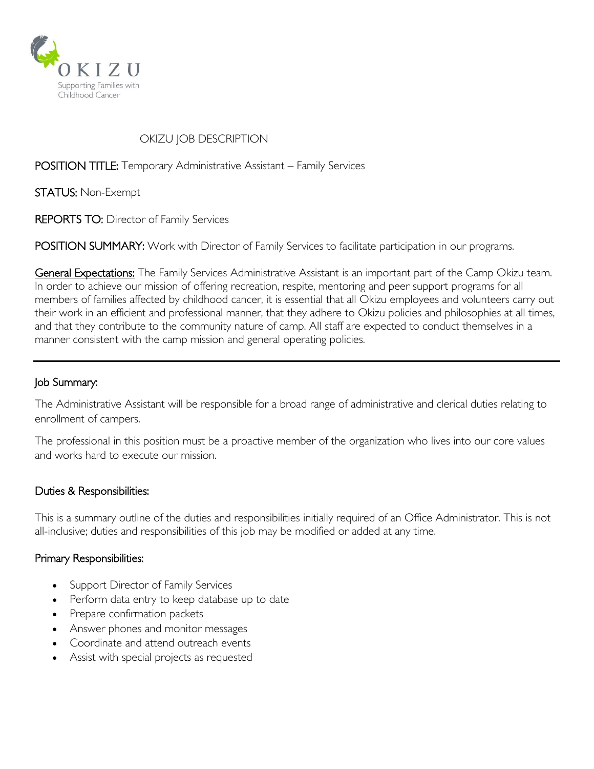OKIZU

Supporting Families with Childhood Cancer

# OKIZU JOB DESCRIPTION

**POSITION TITLE:** Temporary Administrative Assistant – Family Services

**STATUS:** Non-Exempt

**REPORTS TO:** Director of Family Services

**POSITION SUMMARY:** Work with Director of Family Services to facilitate participation in our programs.

**General Expectations:** The Family Services Administrative Assistant is an important part of the Camp Okizu team. In order to achieve our mission of offering recreation, respite, mentoring and peer support programs for all members of families affected by childhood cancer, it is essential that all Okizu employees and volunteers carry out their work in an efficient and professional manner, that they adhere to Okizu policies and philosophies at all times, and that they contribute to the community nature of camp. All staff are expected to conduct themselves in a manner consistent with the camp mission and general operating policies.

---

## Job Summary:

The Administrative Assistant will be responsible for a broad range of administrative and clerical duties relating to enrollment of campers.

The professional in this position must be a proactive member of the organization who lives into our core values and works hard to execute our mission.

## Duties & Responsibilities:

This is a summary outline of the duties and responsibilities initially required of an Office Administrator. This is not all-inclusive; duties and responsibilities of this job may be modified or added at any time.

## Primary Responsibilities:

- Support Director of Family Services
- Perform data entry to keep database up to date
- Prepare confirmation packets
- Answer phones and monitor messages
- Coordinate and attend outreach events
- Assist with special projects as requested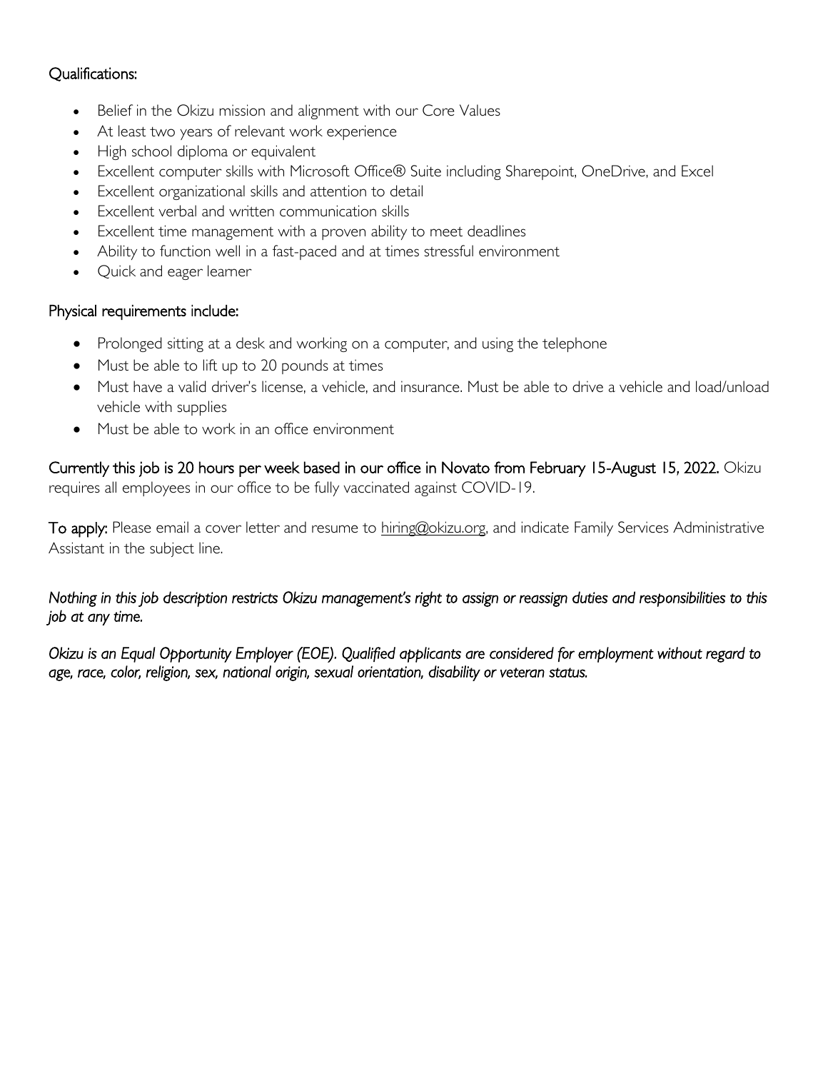## Qualifications:

- Belief in the Okizu mission and alignment with our Core Values
- At least two years of relevant work experience
- High school diploma or equivalent
- Excellent computer skills with Microsoft Office® Suite including Sharepoint, OneDrive, and Excel
- Excellent organizational skills and attention to detail
- Excellent verbal and written communication skills
- Excellent time management with a proven ability to meet deadlines
- Ability to function well in a fast-paced and at times stressful environment
- Quick and eager learner

## Physical requirements include:

- Prolonged sitting at a desk and working on a computer, and using the telephone
- Must be able to lift up to 20 pounds at times
- Must have a valid driver's license, a vehicle, and insurance. Must be able to drive a vehicle and load/unload vehicle with supplies
- Must be able to work in an office environment

Currently this job is 20 hours per week based in our office in Novato from February 15-August 15, 2022. Okizu requires all employees in our office to be fully vaccinated against COVID-19.

**To apply:** Please email a cover letter and resume to hiring@okizu.org, and indicate Family Services Administrative Assistant in the subject line.

*Nothing in this job description restricts Okizu management's right to assign or reassign duties and responsibilities to this job at any time.*

*Okizu is an Equal Opportunity Employer (EOE). Qualified applicants are considered for employment without regard to age, race, color, religion, sex, national origin, sexual orientation, disability or veteran status.*